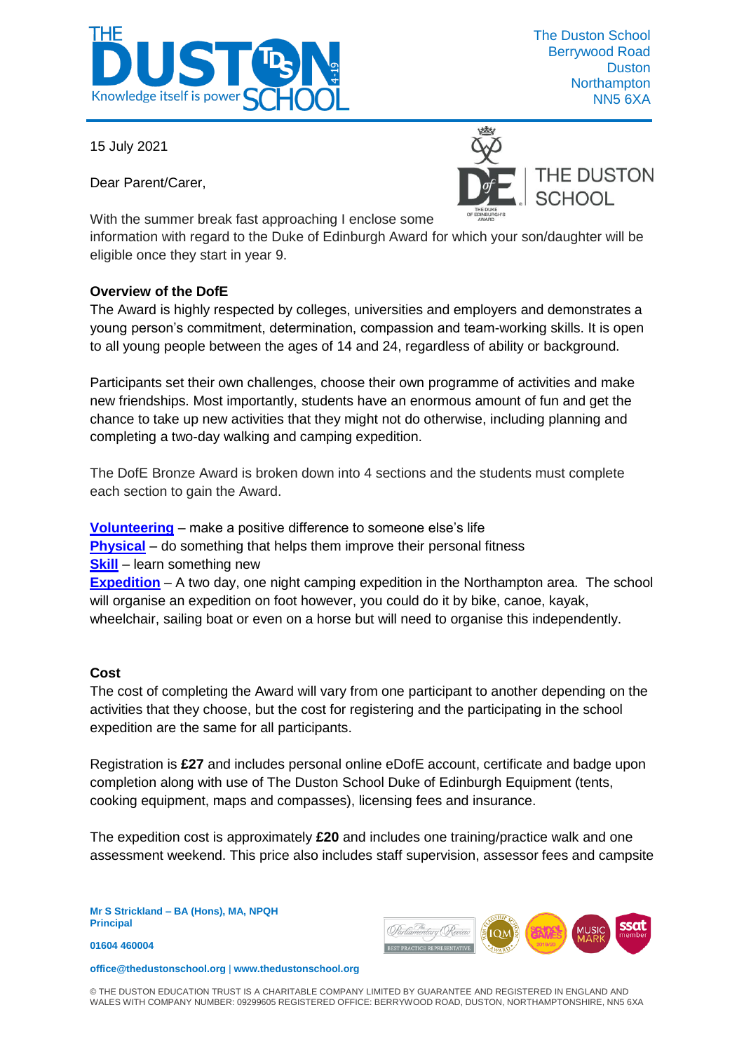The Duston School
Berrywood Road
Duston
Northampton
NN5 6XA

15 July 2021

Dear Parent/Carer,

With the summer break fast approaching I enclose some information with regard to the Duke of Edinburgh Award for which your son/daughter will be eligible once they start in year 9.

**Overview of the DofE**

The Award is highly respected by colleges, universities and employers and demonstrates a young person's commitment, determination, compassion and team-working skills. It is open to all young people between the ages of 14 and 24, regardless of ability or background.

Participants set their own challenges, choose their own programme of activities and make new friendships. Most importantly, students have an enormous amount of fun and get the chance to take up new activities that they might not do otherwise, including planning and completing a two-day walking and camping expedition.

The DofE Bronze Award is broken down into 4 sections and the students must complete each section to gain the Award.

**Volunteering** – make a positive difference to someone else's life
**Physical** – do something that helps them improve their personal fitness
**Skill** – learn something new
**Expedition** – A two day, one night camping expedition in the Northampton area. The school will organise an expedition on foot however, you could do it by bike, canoe, kayak, wheelchair, sailing boat or even on a horse but will need to organise this independently.

**Cost**

The cost of completing the Award will vary from one participant to another depending on the activities that they choose, but the cost for registering and the participating in the school expedition are the same for all participants.

Registration is **£27** and includes personal online eDofE account, certificate and badge upon completion along with use of The Duston School Duke of Edinburgh Equipment (tents, cooking equipment, maps and compasses), licensing fees and insurance.

The expedition cost is approximately **£20** and includes one training/practice walk and one assessment weekend. This price also includes staff supervision, assessor fees and campsite

**Mr S Strickland – BA (Hons), MA, NPQH**
**Principal**

**01604 460004**

**office@thedustonschool.org | www.thedustonschool.org**

© THE DUSTON EDUCATION TRUST IS A CHARITABLE COMPANY LIMITED BY GUARANTEE AND REGISTERED IN ENGLAND AND WALES WITH COMPANY NUMBER: 09299605 REGISTERED OFFICE: BERRYWOOD ROAD, DUSTON, NORTHAMPTONSHIRE, NN5 6XA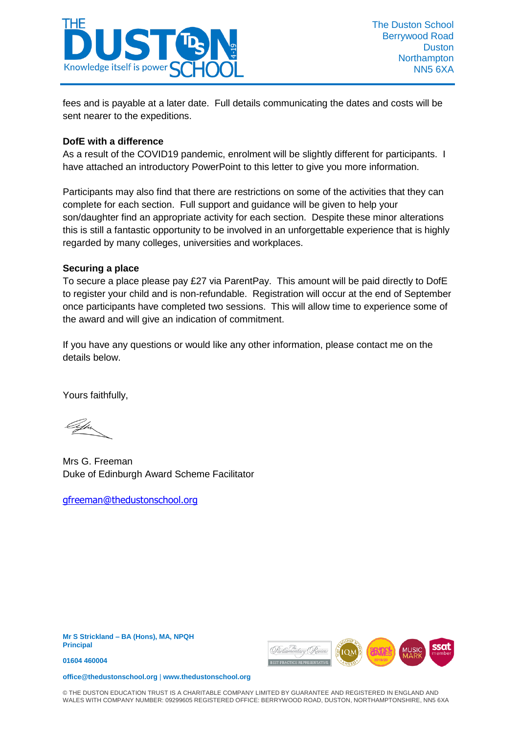fees and is payable at a later date. Full details communicating the dates and costs will be sent nearer to the expeditions.

**DofE with a difference**

As a result of the COVID19 pandemic, enrolment will be slightly different for participants. I have attached an introductory PowerPoint to this letter to give you more information.

Participants may also find that there are restrictions on some of the activities that they can complete for each section. Full support and guidance will be given to help your son/daughter find an appropriate activity for each section. Despite these minor alterations this is still a fantastic opportunity to be involved in an unforgettable experience that is highly regarded by many colleges, universities and workplaces.

**Securing a place**

To secure a place please pay £27 via ParentPay. This amount will be paid directly to DofE to register your child and is non-refundable. Registration will occur at the end of September once participants have completed two sessions. This will allow time to experience some of the award and will give an indication of commitment.

If you have any questions or would like any other information, please contact me on the details below.

Yours faithfully,

Mrs G. Freeman
Duke of Edinburgh Award Scheme Facilitator

gfreeman@thedustonschool.org